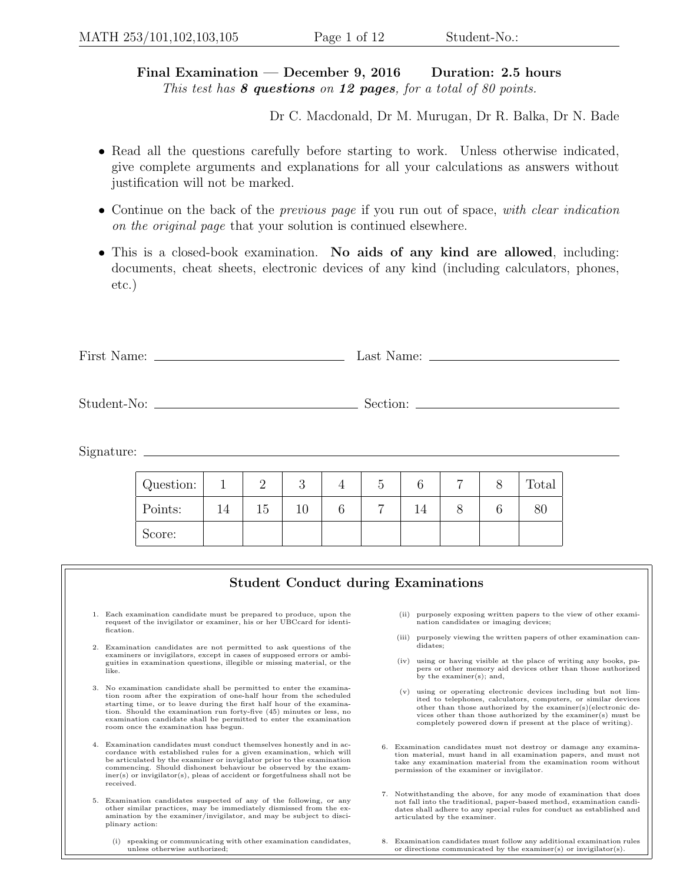**Final Examination — December 9, 2016 Duration: 2.5 hours**

*This test has **8 questions** on **12 pages**, for a total of 80 points.*

Dr C. Macdonald, Dr M. Murugan, Dr R. Balka, Dr N. Bade

- Read all the questions carefully before starting to work. Unless otherwise indicated, give complete arguments and explanations for all your calculations as answers without justification will not be marked.
- Continue on the back of the *previous page* if you run out of space, *with clear indication on the original page* that your solution is continued elsewhere.
- This is a closed-book examination. **No aids of any kind are allowed**, including: documents, cheat sheets, electronic devices of any kind (including calculators, phones, etc.)

First Name: ______________________ Last Name: ______________________

Student-No: ______________________ Section: ______________________

Signature: ____________________________________________

| Question: | 1 | 2 | 3 | 4 | 5 | 6 | 7 | 8 | Total |
|---|---|---|---|---|---|---|---|---|---|
| Points: | 14 | 15 | 10 | 6 | 7 | 14 | 8 | 6 | 80 |
| Score: | | | | | | | | | |

## Student Conduct during Examinations

1. Each examination candidate must be prepared to produce, upon the request of the invigilator or examiner, his or her UBCcard for identification.
2. Examination candidates are not permitted to ask questions of the examiners or invigilators, except in cases of supposed errors or ambiguities in examination questions, illegible or missing material, or the like.
3. No examination candidate shall be permitted to enter the examination room after the expiration of one-half hour from the scheduled starting time, or to leave during the first half hour of the examination. Should the examination run forty-five (45) minutes or less, no examination candidate shall be permitted to enter the examination room once the examination has begun.
4. Examination candidates must conduct themselves honestly and in accordance with established rules for a given examination, which will be articulated by the examiner or invigilator prior to the examination commencing. Should dishonest behaviour be observed by the examiner(s) or invigilator(s), pleas of accident or forgetfulness shall not be received.
5. Examination candidates suspected of any of the following, or any other similar practices, may be immediately dismissed from the examination by the examiner/invigilator, and may be subject to disciplinary action:
   - (i) speaking or communicating with other examination candidates, unless otherwise authorized;
   - (ii) purposely exposing written papers to the view of other examination candidates or imaging devices;
   - (iii) purposely viewing the written papers of other examination candidates;
   - (iv) using or having visible at the place of writing any books, papers or other memory aid devices other than those authorized by the examiner(s); and,
   - (v) using or operating electronic devices including but not limited to telephones, calculators, computers, or similar devices other than those authorized by the examiner(s)(electronic devices other than those authorized by the examiner(s) must be completely powered down if present at the place of writing).
6. Examination candidates must not destroy or damage any examination material, must hand in all examination papers, and must not take any examination material from the examination room without permission of the examiner or invigilator.
7. Notwithstanding the above, for any mode of examination that does not fall into the traditional, paper-based method, examination candidates shall adhere to any special rules for conduct as established and articulated by the examiner.
8. Examination candidates must follow any additional examination rules or directions communicated by the examiner(s) or invigilator(s).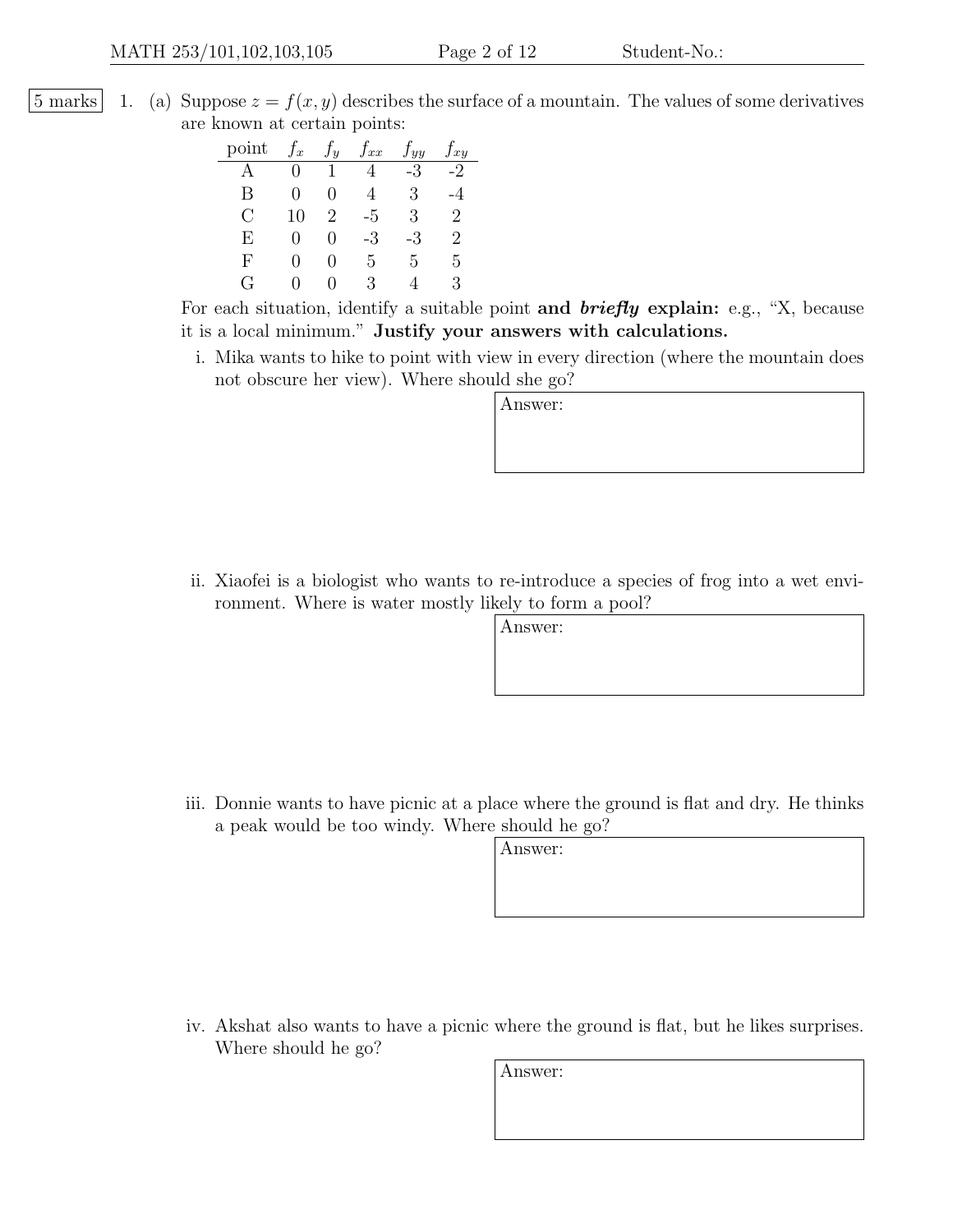5 marks

1. (a) Suppose $z = f(x, y)$ describes the surface of a mountain. The values of some derivatives are known at certain points:

| point | $f_x$ | $f_y$ | $f_{xx}$ | $f_{yy}$ | $f_{xy}$ |
|---|---|---|---|---|---|
| A | 0 | 1 | 4 | -3 | -2 |
| B | 0 | 0 | 4 | 3 | -4 |
| C | 10 | 2 | -5 | 3 | 2 |
| E | 0 | 0 | -3 | -3 | 2 |
| F | 0 | 0 | 5 | 5 | 5 |
| G | 0 | 0 | 3 | 4 | 3 |

For each situation, identify a suitable point **and *briefly* explain:** e.g., "X, because it is a local minimum." **Justify your answers with calculations.**

i. Mika wants to hike to point with view in every direction (where the mountain does not obscure her view). Where should she go?

Answer:

ii. Xiaofei is a biologist who wants to re-introduce a species of frog into a wet environment. Where is water mostly likely to form a pool?

Answer:

iii. Donnie wants to have picnic at a place where the ground is flat and dry. He thinks a peak would be too windy. Where should he go?

Answer:

iv. Akshat also wants to have a picnic where the ground is flat, but he likes surprises. Where should he go?

Answer: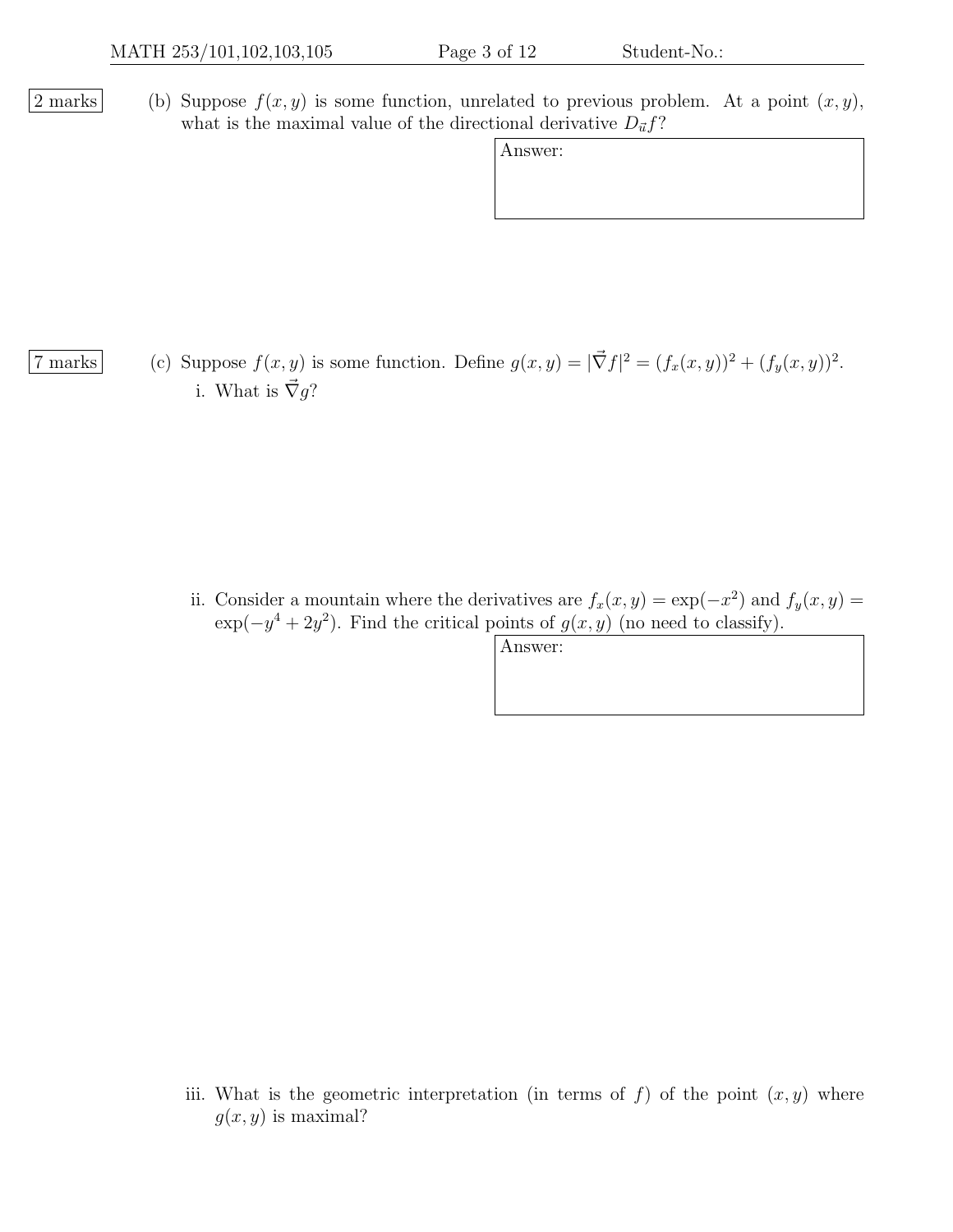2 marks

(b) Suppose $f(x, y)$ is some function, unrelated to previous problem. At a point $(x, y)$, what is the maximal value of the directional derivative $D_{\vec{u}}f$?

Answer:

7 marks

(c) Suppose $f(x, y)$ is some function. Define $g(x, y) = |\vec{\nabla} f|^2 = (f_x(x, y))^2 + (f_y(x, y))^2$.

i. What is $\vec{\nabla} g$?

ii. Consider a mountain where the derivatives are $f_x(x, y) = \exp(-x^2)$ and $f_y(x, y) = \exp(-y^4 + 2y^2)$. Find the critical points of $g(x, y)$ (no need to classify).

Answer:

iii. What is the geometric interpretation (in terms of $f$) of the point $(x, y)$ where $g(x, y)$ is maximal?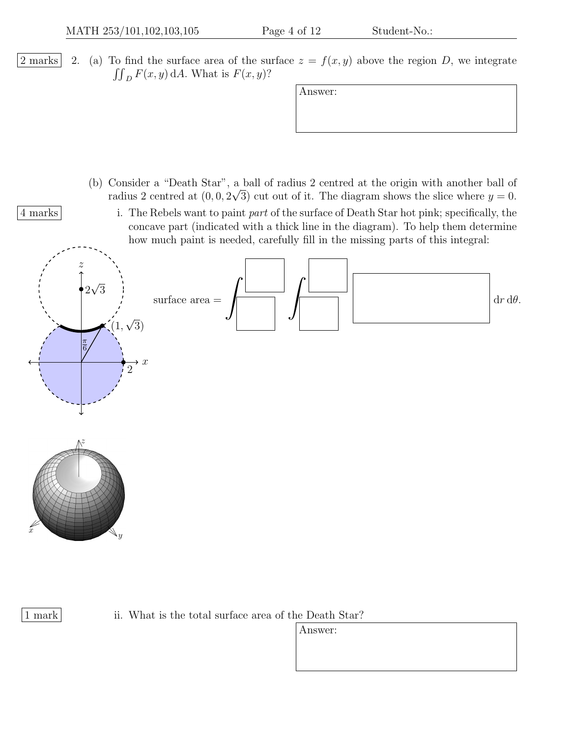**2 marks** 2. (a) To find the surface area of the surface $z = f(x, y)$ above the region $D$, we integrate $\iint_D F(x, y)\, \mathrm{d}A$. What is $F(x, y)$?

Answer:

(b) Consider a "Death Star", a ball of radius 2 centred at the origin with another ball of radius 2 centred at $(0, 0, 2\sqrt{3})$ cut out of it. The diagram shows the slice where $y = 0$.

**4 marks** i. The Rebels want to paint *part* of the surface of Death Star hot pink; specifically, the concave part (indicated with a thick line in the diagram). To help them determine how much paint is needed, carefully fill in the missing parts of this integral:

$$\text{surface area} = \int_{\square}^{\square} \int_{\square}^{\square} \boxed{\phantom{xxxxxxxx}}\, \mathrm{d}r\, \mathrm{d}\theta.$$

**1 mark** ii. What is the total surface area of the Death Star?

Answer: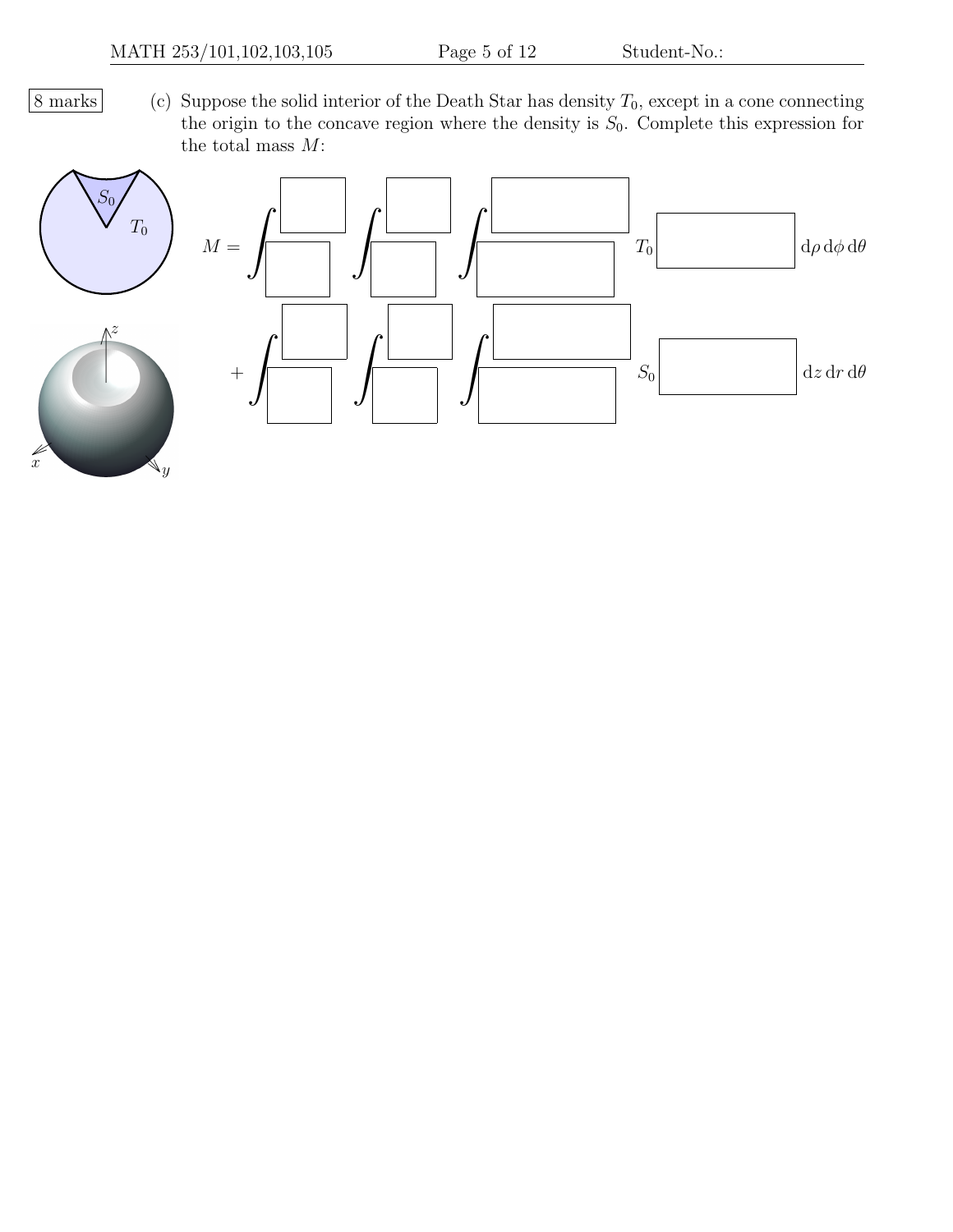8 marks

(c) Suppose the solid interior of the Death Star has density $T_0$, except in a cone connecting the origin to the concave region where the density is $S_0$. Complete this expression for the total mass $M$:

$$M = \int_{\square}^{\square} \int_{\square}^{\square} \int_{\square}^{\square} T_0 \, \square \, \mathrm{d}\rho\, \mathrm{d}\phi\, \mathrm{d}\theta$$

$$+ \int_{\square}^{\square} \int_{\square}^{\square} \int_{\square}^{\square} S_0 \, \square \, \mathrm{d}z\, \mathrm{d}r\, \mathrm{d}\theta$$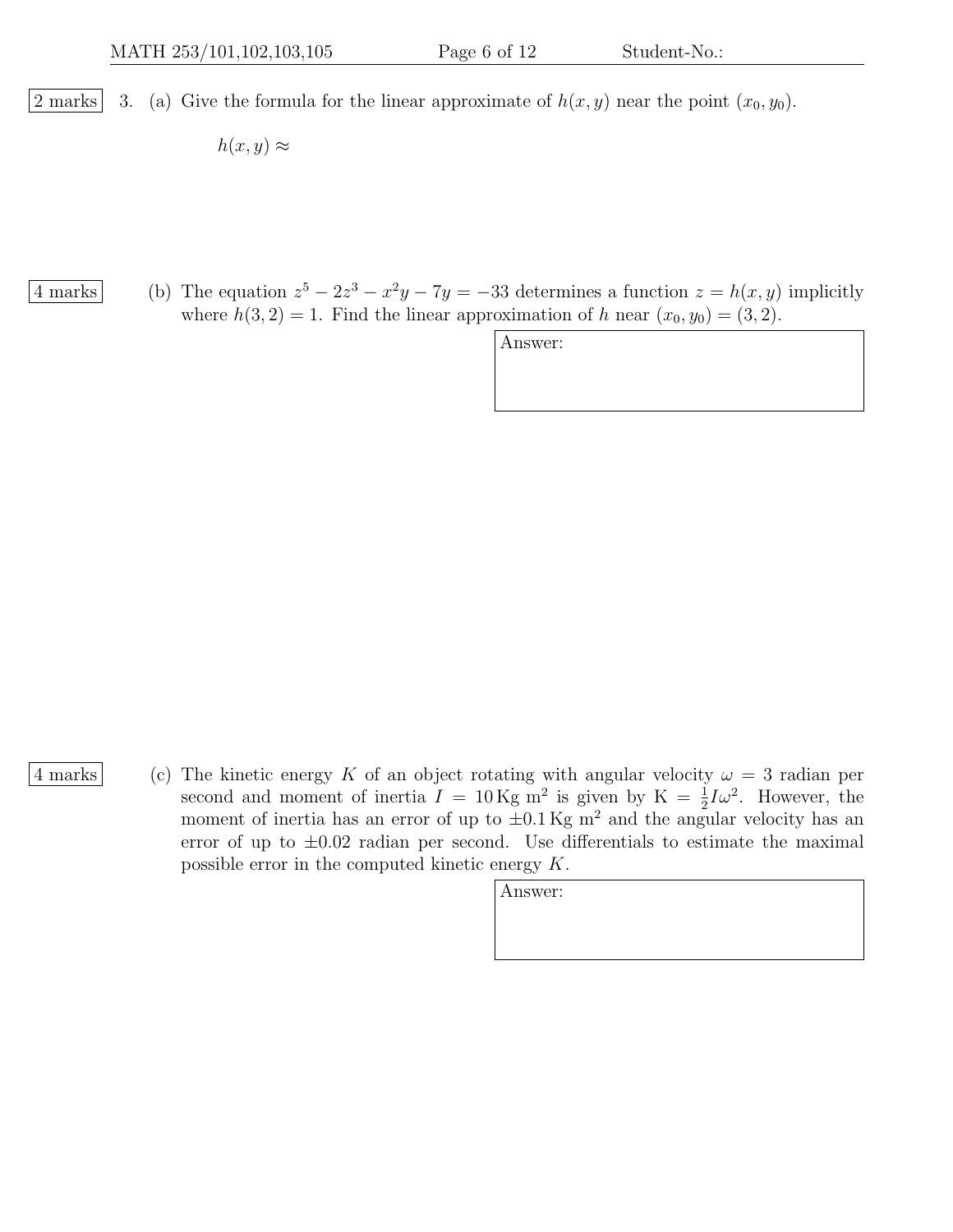2 marks

3. (a) Give the formula for the linear approximate of $h(x, y)$ near the point $(x_0, y_0)$.

$h(x, y) \approx$

4 marks

(b) The equation $z^5 - 2z^3 - x^2y - 7y = -33$ determines a function $z = h(x, y)$ implicitly where $h(3, 2) = 1$. Find the linear approximation of $h$ near $(x_0, y_0) = (3, 2)$.

Answer:

4 marks

(c) The kinetic energy $K$ of an object rotating with angular velocity $\omega = 3$ radian per second and moment of inertia $I = 10\,\text{Kg m}^2$ is given by $K = \frac{1}{2}I\omega^2$. However, the moment of inertia has an error of up to $\pm 0.1\,\text{Kg m}^2$ and the angular velocity has an error of up to $\pm 0.02$ radian per second. Use differentials to estimate the maximal possible error in the computed kinetic energy $K$.

Answer: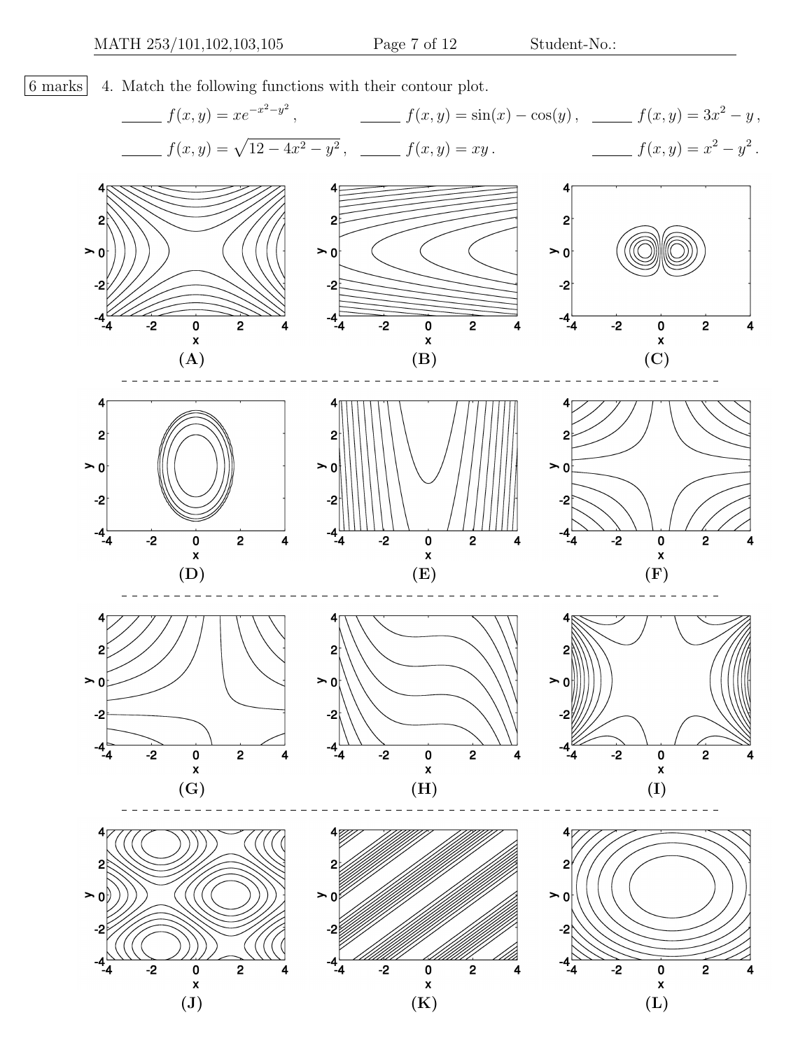6 marks

4. Match the following functions with their contour plot.

_____ $f(x,y) = xe^{-x^2-y^2}$, _____ $f(x,y) = \sin(x) - \cos(y)$, _____ $f(x,y) = 3x^2 - y$,

_____ $f(x,y) = \sqrt{12 - 4x^2 - y^2}$, _____ $f(x,y) = xy$. _____ $f(x,y) = x^2 - y^2$.

**(A)** **(B)** **(C)**

**(D)** **(E)** **(F)**

**(G)** **(H)** **(I)**

**(J)** **(K)** **(L)**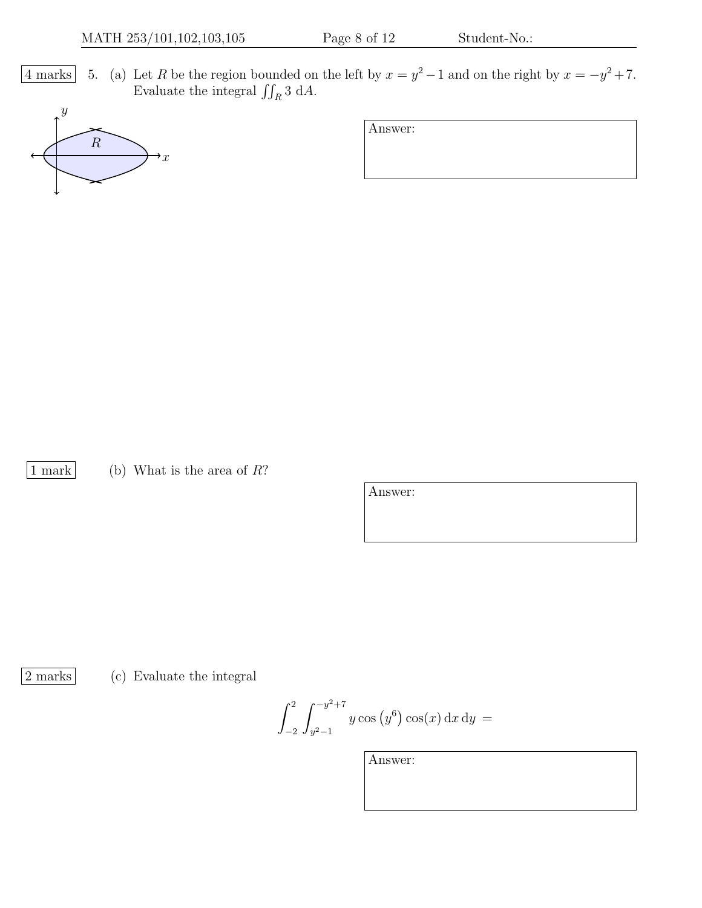**4 marks** 5. (a) Let $R$ be the region bounded on the left by $x = y^2 - 1$ and on the right by $x = -y^2 + 7$. Evaluate the integral $\iint_R 3 \; \mathrm{d}A$.

Answer:

**1 mark** (b) What is the area of $R$?

Answer:

**2 marks** (c) Evaluate the integral

$$\int_{-2}^{2} \int_{y^2-1}^{-y^2+7} y \cos\left(y^6\right) \cos(x) \, \mathrm{d}x \, \mathrm{d}y =$$

Answer: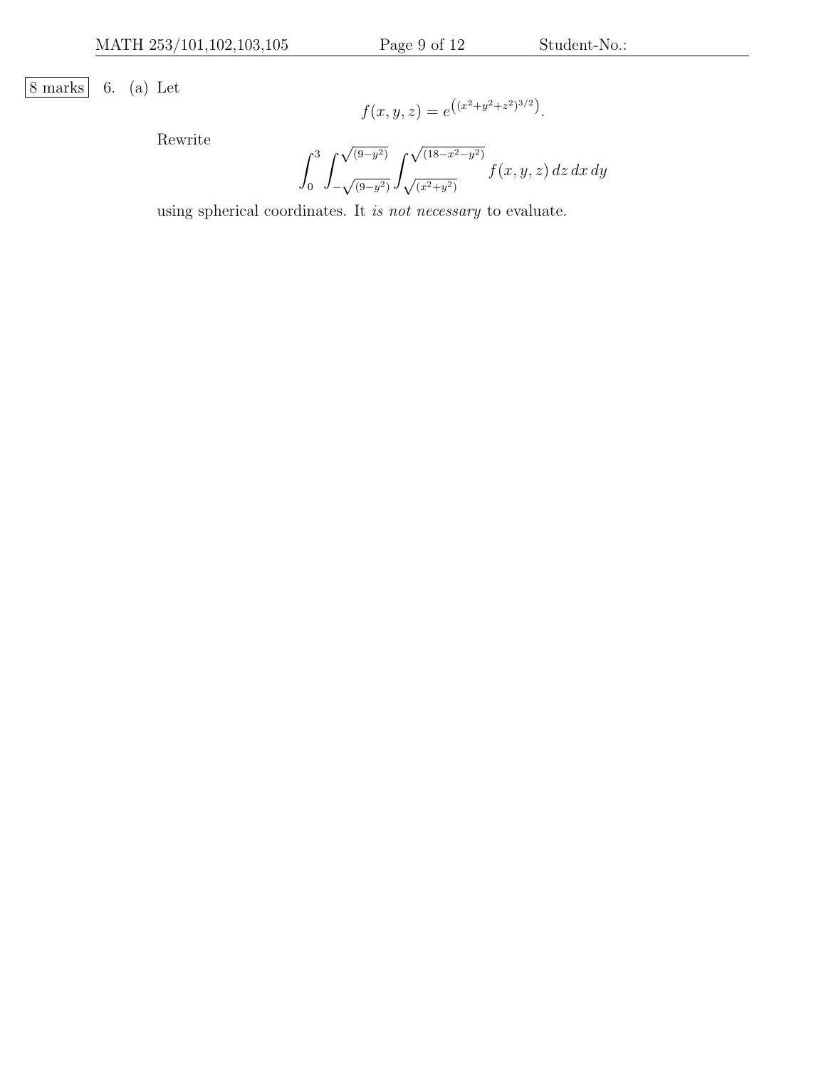8 marks

6. (a) Let

$$f(x, y, z) = e^{\left((x^2+y^2+z^2)^{3/2}\right)}.$$

Rewrite

$$\int_0^3 \int_{-\sqrt{(9-y^2)}}^{\sqrt{(9-y^2)}} \int_{\sqrt{(x^2+y^2)}}^{\sqrt{(18-x^2-y^2)}} f(x, y, z)\, dz\, dx\, dy$$

using spherical coordinates. It *is not necessary* to evaluate.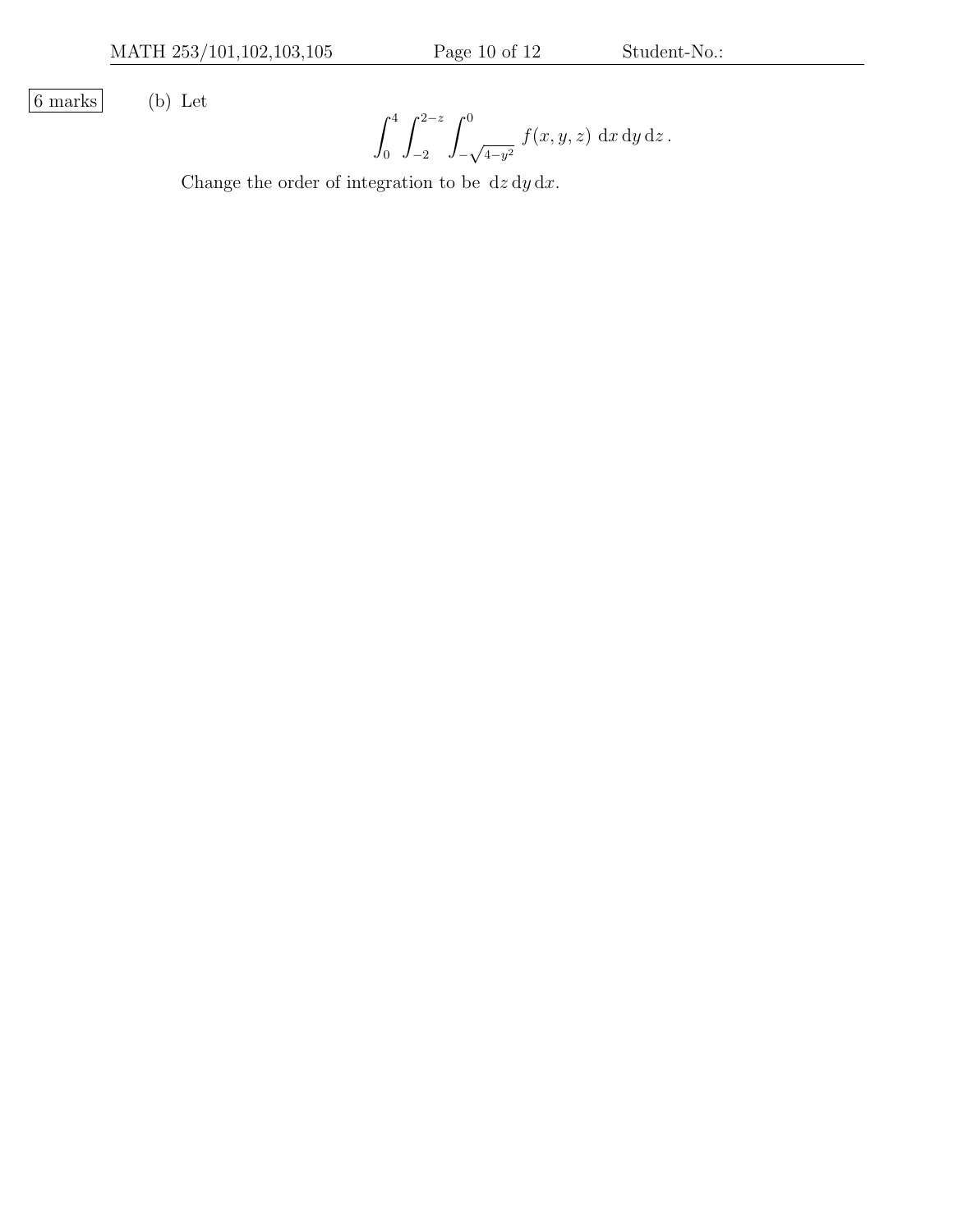6 marks

(b) Let

$$\int_0^4 \int_{-2}^{2-z} \int_{-\sqrt{4-y^2}}^{0} f(x,y,z) \, \mathrm{d}x \, \mathrm{d}y \, \mathrm{d}z \, .$$

Change the order of integration to be $\mathrm{d}z \, \mathrm{d}y \, \mathrm{d}x$.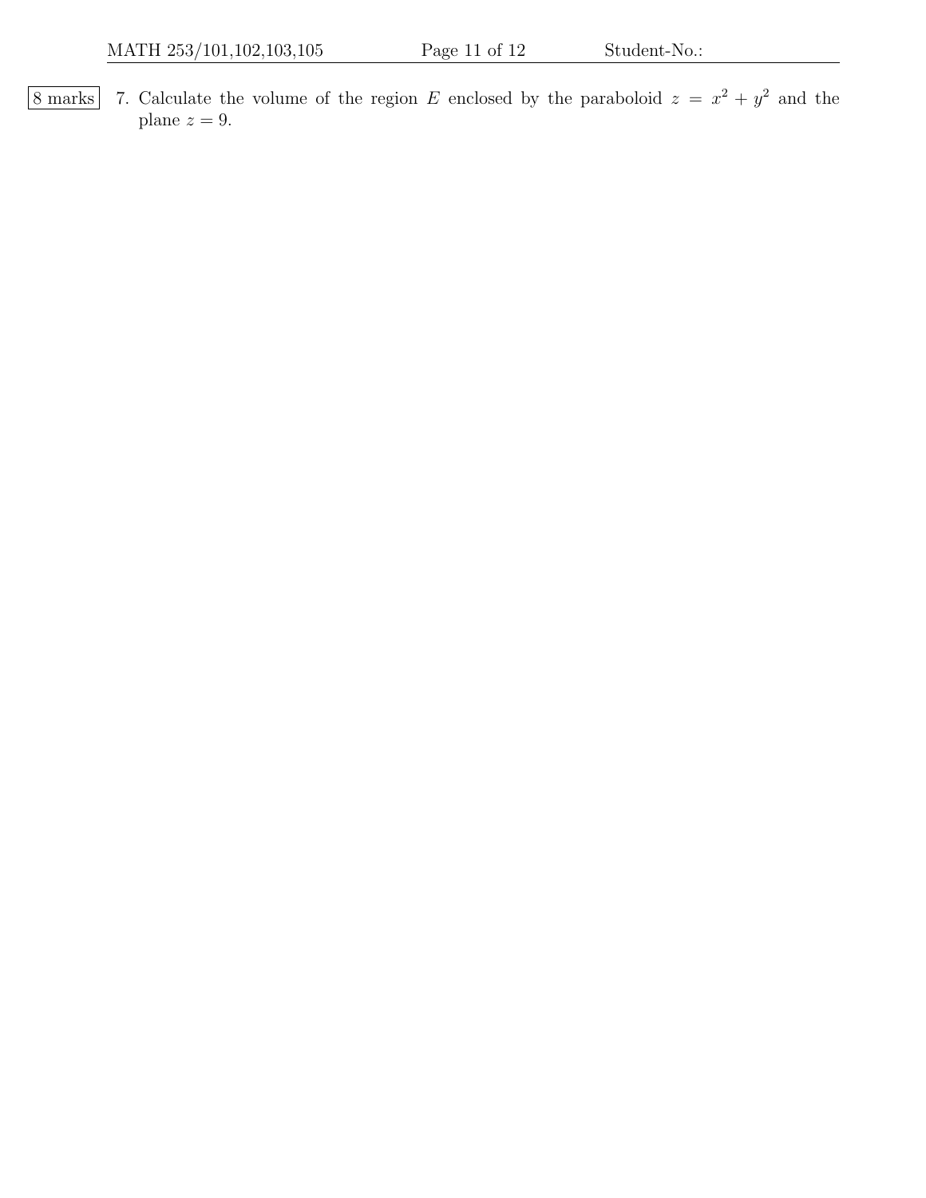8 marks 7. Calculate the volume of the region $E$ enclosed by the paraboloid $z = x^2 + y^2$ and the plane $z = 9$.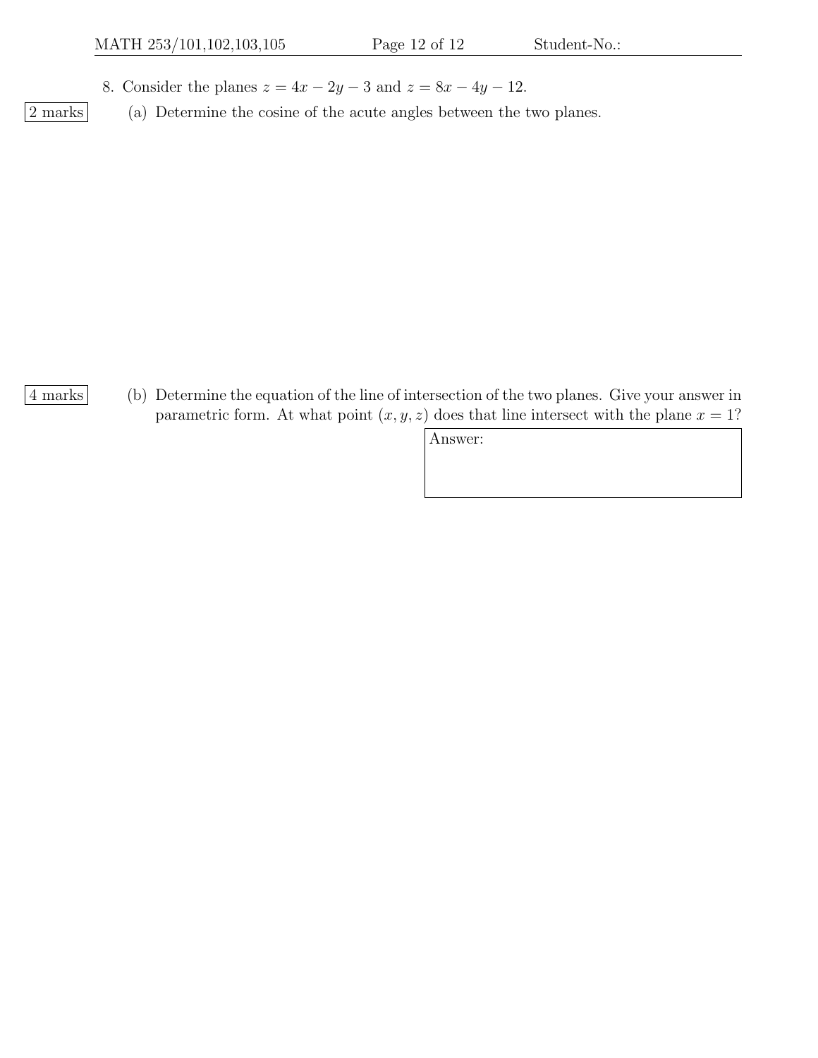8. Consider the planes $z = 4x - 2y - 3$ and $z = 8x - 4y - 12$.

[2 marks] (a) Determine the cosine of the acute angles between the two planes.

[4 marks] (b) Determine the equation of the line of intersection of the two planes. Give your answer in parametric form. At what point $(x, y, z)$ does that line intersect with the plane $x = 1$?

| Answer: |
|---|
| |